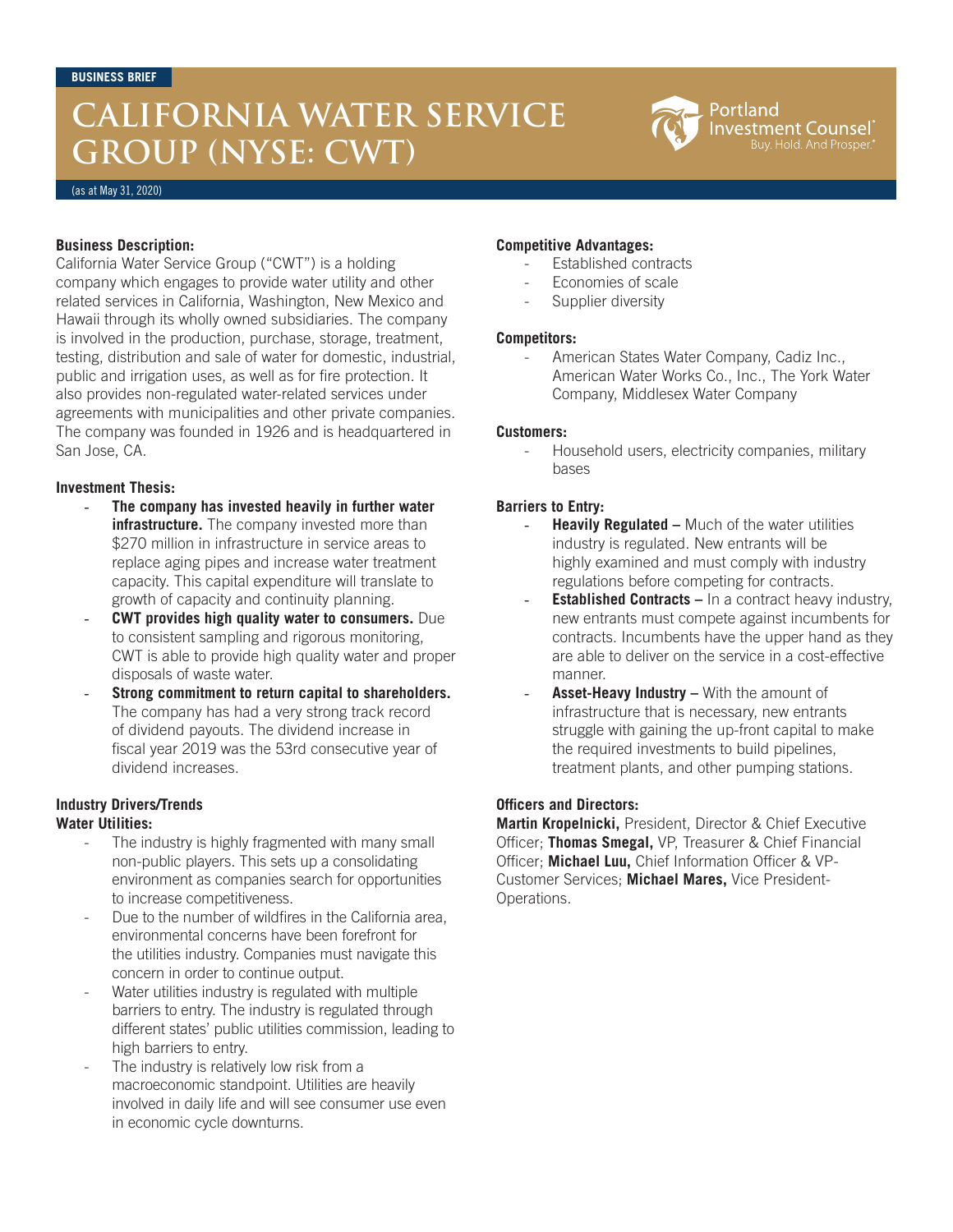BUSINESS BRIEF

# CALIFORNIA WATER SERVICE GROUP (NYSE: CWT)

(as at May 31, 2020)

**Business Description:**
California Water Service Group ("CWT") is a holding company which engages to provide water utility and other related services in California, Washington, New Mexico and Hawaii through its wholly owned subsidiaries. The company is involved in the production, purchase, storage, treatment, testing, distribution and sale of water for domestic, industrial, public and irrigation uses, as well as for fire protection. It also provides non-regulated water-related services under agreements with municipalities and other private companies. The company was founded in 1926 and is headquartered in San Jose, CA.

**Investment Thesis:**

- **The company has invested heavily in further water infrastructure.** The company invested more than $270 million in infrastructure in service areas to replace aging pipes and increase water treatment capacity. This capital expenditure will translate to growth of capacity and continuity planning.
- **CWT provides high quality water to consumers.** Due to consistent sampling and rigorous monitoring, CWT is able to provide high quality water and proper disposals of waste water.
- **Strong commitment to return capital to shareholders.** The company has had a very strong track record of dividend payouts. The dividend increase in fiscal year 2019 was the 53rd consecutive year of dividend increases.

**Industry Drivers/Trends**
**Water Utilities:**

- The industry is highly fragmented with many small non-public players. This sets up a consolidating environment as companies search for opportunities to increase competitiveness.
- Due to the number of wildfires in the California area, environmental concerns have been forefront for the utilities industry. Companies must navigate this concern in order to continue output.
- Water utilities industry is regulated with multiple barriers to entry. The industry is regulated through different states' public utilities commission, leading to high barriers to entry.
- The industry is relatively low risk from a macroeconomic standpoint. Utilities are heavily involved in daily life and will see consumer use even in economic cycle downturns.

**Competitive Advantages:**

- Established contracts
- Economies of scale
- Supplier diversity

**Competitors:**

- American States Water Company, Cadiz Inc., American Water Works Co., Inc., The York Water Company, Middlesex Water Company

**Customers:**

- Household users, electricity companies, military bases

**Barriers to Entry:**

- **Heavily Regulated –** Much of the water utilities industry is regulated. New entrants will be highly examined and must comply with industry regulations before competing for contracts.
- **Established Contracts –** In a contract heavy industry, new entrants must compete against incumbents for contracts. Incumbents have the upper hand as they are able to deliver on the service in a cost-effective manner.
- **Asset-Heavy Industry –** With the amount of infrastructure that is necessary, new entrants struggle with gaining the up-front capital to make the required investments to build pipelines, treatment plants, and other pumping stations.

**Officers and Directors:**
**Martin Kropelnicki,** President, Director & Chief Executive Officer; **Thomas Smegal,** VP, Treasurer & Chief Financial Officer; **Michael Luu,** Chief Information Officer & VP-Customer Services; **Michael Mares,** Vice President-Operations.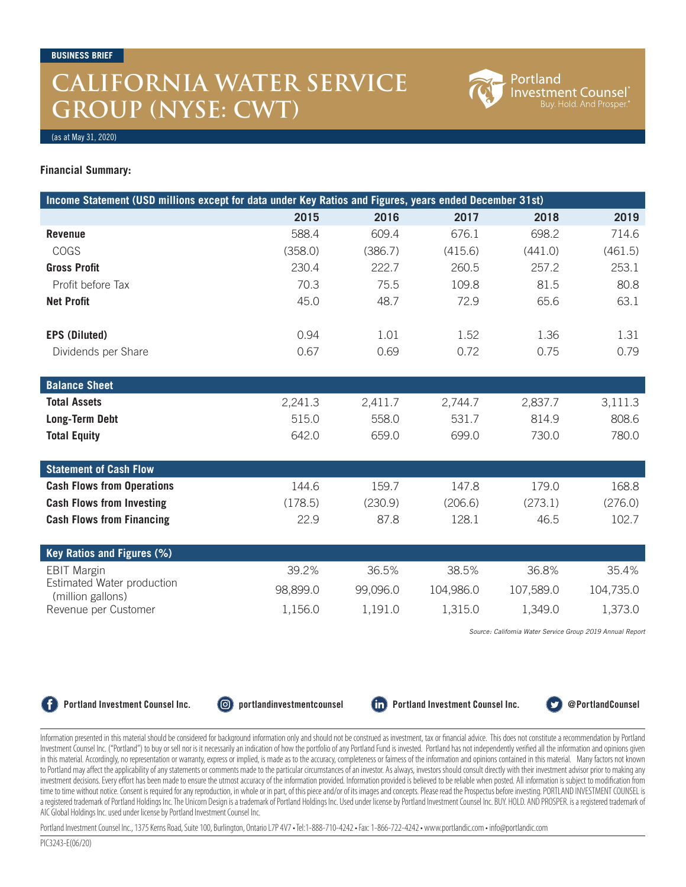BUSINESS BRIEF

# CALIFORNIA WATER SERVICE GROUP (NYSE: CWT)

Portland Investment Counsel®
Buy. Hold. And Prosper.®

(as at May 31, 2020)

**Financial Summary:**

| Income Statement (USD millions except for data under Key Ratios and Figures, years ended December 31st) | 2015 | 2016 | 2017 | 2018 | 2019 |
|---|---|---|---|---|---|
| **Revenue** | 588.4 | 609.4 | 676.1 | 698.2 | 714.6 |
| COGS | (358.0) | (386.7) | (415.6) | (441.0) | (461.5) |
| **Gross Profit** | 230.4 | 222.7 | 260.5 | 257.2 | 253.1 |
| Profit before Tax | 70.3 | 75.5 | 109.8 | 81.5 | 80.8 |
| **Net Profit** | 45.0 | 48.7 | 72.9 | 65.6 | 63.1 |
| **EPS (Diluted)** | 0.94 | 1.01 | 1.52 | 1.36 | 1.31 |
| Dividends per Share | 0.67 | 0.69 | 0.72 | 0.75 | 0.79 |
| **Balance Sheet** | | | | | |
| **Total Assets** | 2,241.3 | 2,411.7 | 2,744.7 | 2,837.7 | 3,111.3 |
| **Long-Term Debt** | 515.0 | 558.0 | 531.7 | 814.9 | 808.6 |
| **Total Equity** | 642.0 | 659.0 | 699.0 | 730.0 | 780.0 |
| **Statement of Cash Flow** | | | | | |
| **Cash Flows from Operations** | 144.6 | 159.7 | 147.8 | 179.0 | 168.8 |
| **Cash Flows from Investing** | (178.5) | (230.9) | (206.6) | (273.1) | (276.0) |
| **Cash Flows from Financing** | 22.9 | 87.8 | 128.1 | 46.5 | 102.7 |
| **Key Ratios and Figures (%)** | | | | | |
| EBIT Margin | 39.2% | 36.5% | 38.5% | 36.8% | 35.4% |
| Estimated Water production (million gallons) | 98,899.0 | 99,096.0 | 104,986.0 | 107,589.0 | 104,735.0 |
| Revenue per Customer | 1,156.0 | 1,191.0 | 1,315.0 | 1,349.0 | 1,373.0 |

*Source: California Water Service Group 2019 Annual Report*

**Portland Investment Counsel Inc.** **portlandinvestmentcounsel** **Portland Investment Counsel Inc.** **@PortlandCounsel**

Information presented in this material should be considered for background information only and should not be construed as investment, tax or financial advice. This does not constitute a recommendation by Portland Investment Counsel Inc. ("Portland") to buy or sell nor is it necessarily an indication of how the portfolio of any Portland Fund is invested. Portland has not independently verified all the information and opinions given in this material. Accordingly, no representation or warranty, express or implied, is made as to the accuracy, completeness or fairness of the information and opinions contained in this material. Many factors not known to Portland may affect the applicability of any statements or comments made to the particular circumstances of an investor. As always, investors should consult directly with their investment advisor prior to making any investment decisions. Every effort has been made to ensure the utmost accuracy of the information provided. Information provided is believed to be reliable when posted. All information is subject to modification from time to time without notice. Consent is required for any reproduction, in whole or in part, of this piece and/or of its images and concepts. Please read the Prospectus before investing. PORTLAND INVESTMENT COUNSEL is a registered trademark of Portland Holdings Inc. The Unicorn Design is a trademark of Portland Holdings Inc. Used under license by Portland Investment Counsel Inc. BUY. HOLD. AND PROSPER. is a registered trademark of AIC Global Holdings Inc. used under license by Portland Investment Counsel Inc.

Portland Investment Counsel Inc., 1375 Kerns Road, Suite 100, Burlington, Ontario L7P 4V7 • Tel:1-888-710-4242 • Fax: 1-866-722-4242 • www.portlandic.com • info@portlandic.com

PIC3243-E(06/20)